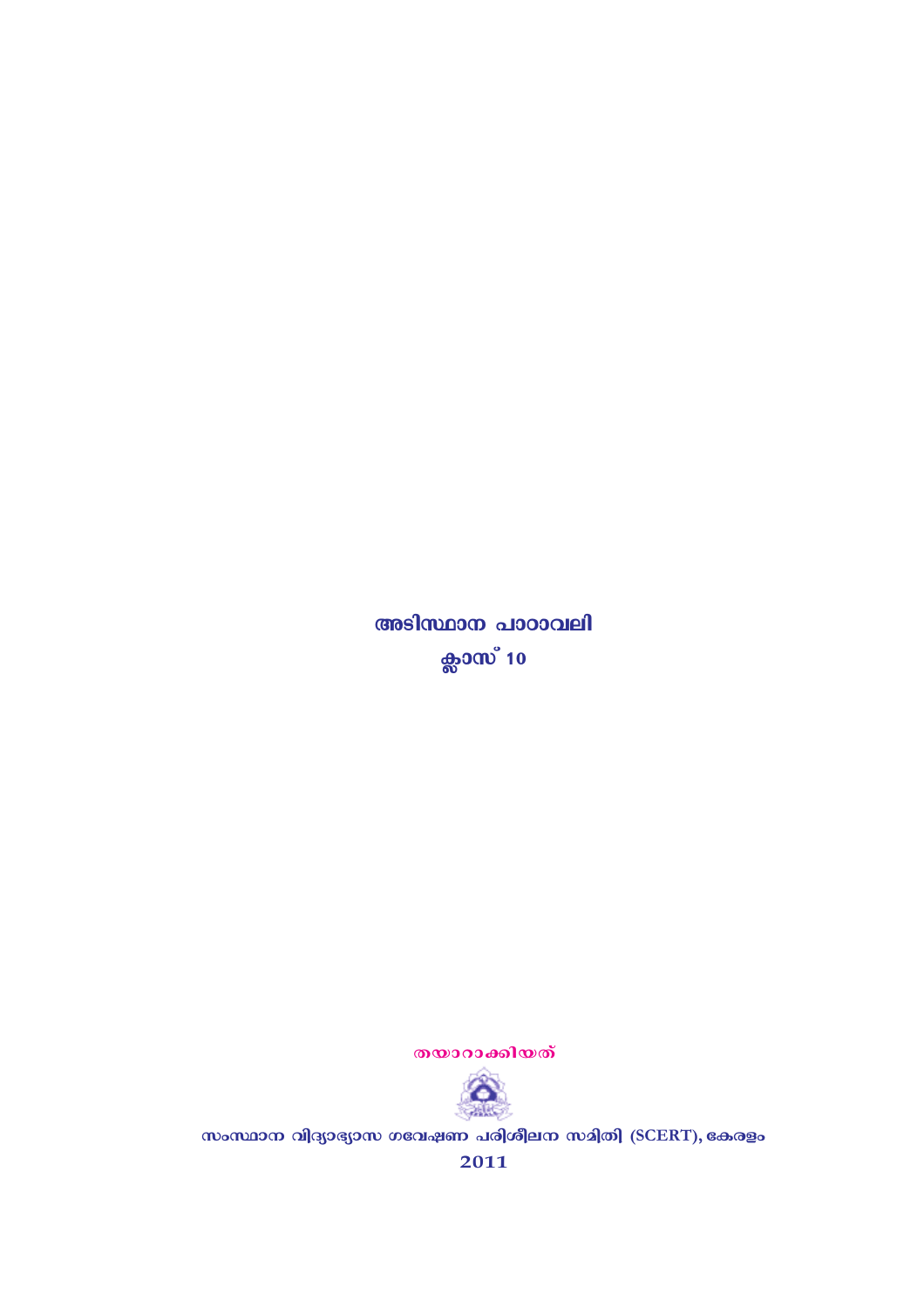# അടിസ്ഥാന പാഠാവലി

## ക്ലാസ് 10

തയാറാക്കിയത്

സംസ്ഥാന വിദ്യാഭ്യാസ ഗവേഷണ പരിശീലന സമിതി (SCERT), കേരളം

2011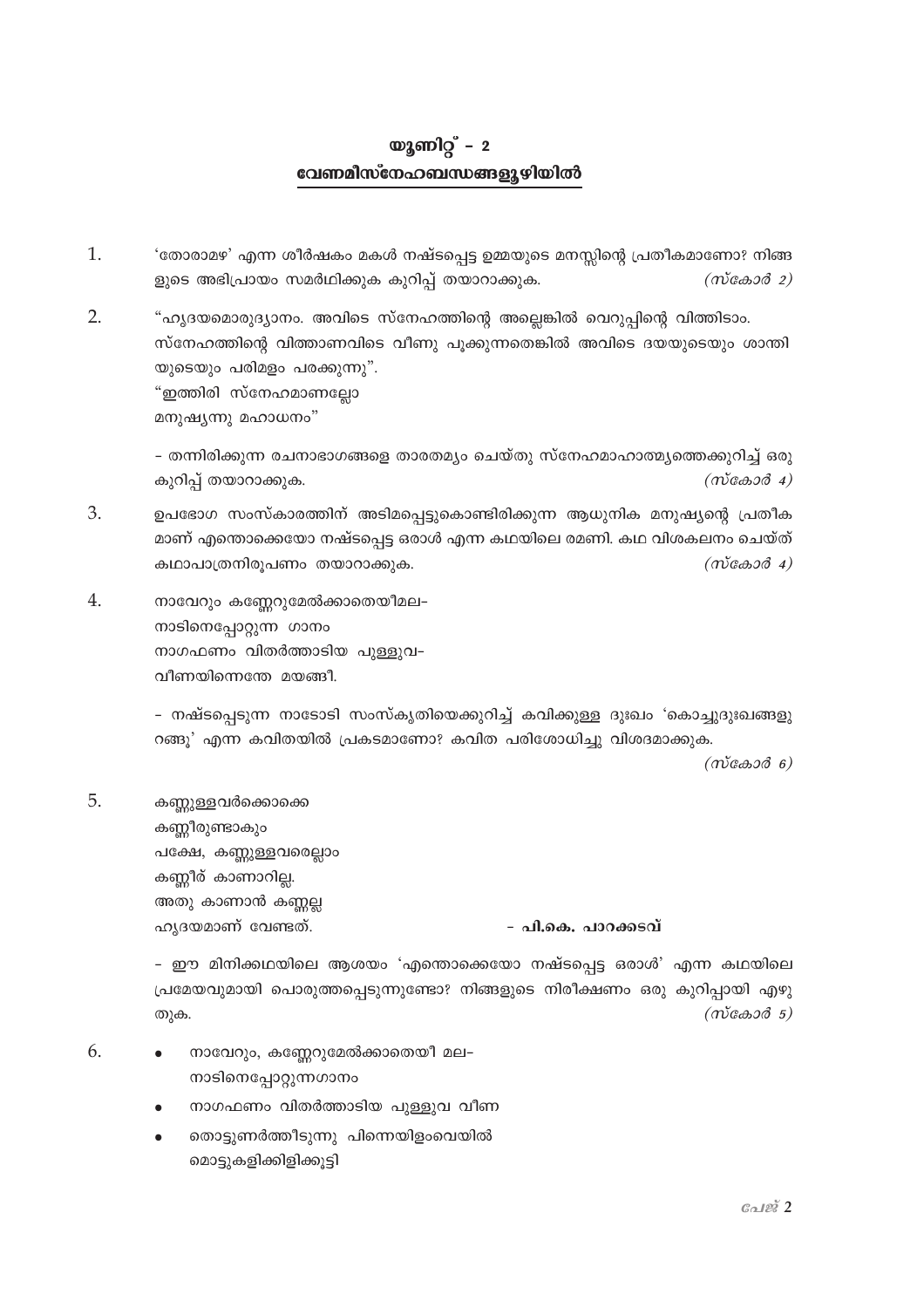# യൂണിറ്റ് - 2
## വേണമീസ്നേഹബന്ധങ്ങളൂഴിയിൽ

1. 'തോരാമഴ' എന്ന ശീർഷകം മകൾ നഷ്ടപ്പെട്ട ഉമ്മയുടെ മനസ്സിന്റെ പ്രതീകമാണോ? നിങ്ങളുടെ അഭിപ്രായം സമർഥിക്കുക കുറിപ്പ് തയാറാക്കുക. *(സ്കോർ 2)*

2. "ഹൃദയമൊരുദ്യാനം. അവിടെ സ്നേഹത്തിന്റെ അല്ലെങ്കിൽ വെറുപ്പിന്റെ വിത്തിടാം. സ്നേഹത്തിന്റെ വിത്താണവിടെ വീണു പൂക്കുന്നതെങ്കിൽ അവിടെ ദയയുടെയും ശാന്തിയുടെയും പരിമളം പരക്കുന്നു".
   "ഇത്തിരി സ്നേഹമാണല്ലോ
   മനുഷ്യന്നു മഹാധനം"

   - തന്നിരിക്കുന്ന രചനാഭാഗങ്ങളെ താരതമ്യം ചെയ്തു സ്നേഹമാഹാത്മ്യത്തെക്കുറിച്ച് ഒരു കുറിപ്പ് തയാറാക്കുക. *(സ്കോർ 4)*

3. ഉപഭോഗ സംസ്കാരത്തിന് അടിമപ്പെട്ടുകൊണ്ടിരിക്കുന്ന ആധുനിക മനുഷ്യന്റെ പ്രതീകമാണ് എന്തൊക്കെയോ നഷ്ടപ്പെട്ട ഒരാൾ എന്ന കഥയിലെ രമണി. കഥ വിശകലനം ചെയ്ത് കഥാപാത്രനിരൂപണം തയാറാക്കുക. *(സ്കോർ 4)*

4. നാവേറും കണ്ണേറുമേൽക്കാതെയീമല-
   നാടിനെപ്പോറ്റുന്ന ഗാനം
   നാഗഫണം വിതർത്താടിയ പുള്ളുവ-
   വീണയിന്നെന്തേ മയങ്ങീ.

   - നഷ്ടപ്പെടുന്ന നാടോടി സംസ്കൃതിയെക്കുറിച്ച് കവിക്കുള്ള ദുഃഖം 'കൊച്ചുദുഃഖങ്ങളുറങ്ങ്' എന്ന കവിതയിൽ പ്രകടമാണോ? കവിത പരിശോധിച്ചു വിശദമാക്കുക. *(സ്കോർ 6)*

5. കണ്ണുള്ളവർക്കൊക്കെ
   കണ്ണീരുണ്ടാകും
   പക്ഷേ, കണ്ണുള്ളവരെല്ലാം
   കണ്ണീര് കാണാറില്ല.
   അതു കാണാൻ കണ്ണല്ല
   ഹൃദയമാണ് വേണ്ടത്. **- പി.കെ. പാറക്കടവ്**

   - ഈ മിനിക്കഥയിലെ ആശയം 'എന്തൊക്കെയോ നഷ്ടപ്പെട്ട ഒരാൾ' എന്ന കഥയിലെ പ്രമേയവുമായി പൊരുത്തപ്പെടുന്നുണ്ടോ? നിങ്ങളുടെ നിരീക്ഷണം ഒരു കുറിപ്പായി എഴുതുക. *(സ്കോർ 5)*

6. 
   - നാവേറും, കണ്ണേറുമേൽക്കാതെയീ മല-
     നാടിനെപ്പോറ്റുന്നഗാനം
   - നാഗഫണം വിതർത്താടിയ പുള്ളുവ വീണ
   - തൊട്ടുണർത്തീടുന്നു പിന്നെയിളംവെയിൽ
     മൊട്ടുകളിക്കിളിക്കൂട്ടി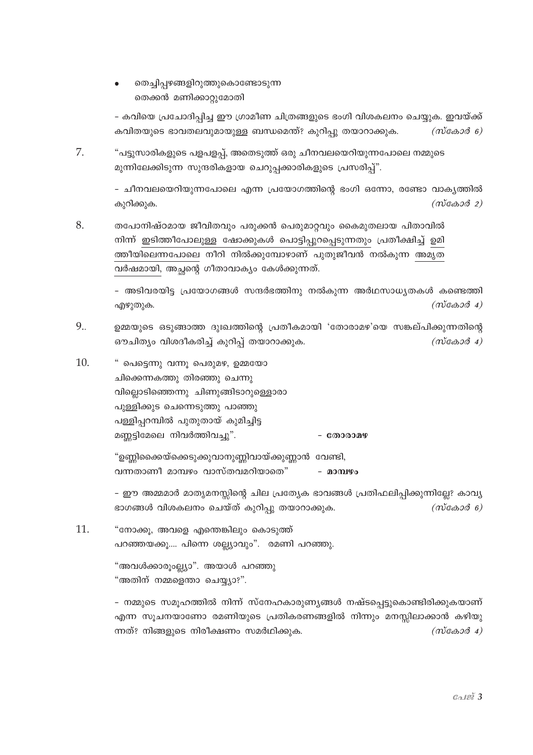- തെച്ചിപ്പഴങ്ങളിറുത്തുകൊണ്ടോടുന്ന
  തെക്കൻ മണിക്കാറ്റുമോതി

- കവിയെ പ്രചോദിപ്പിച്ച ഈ ഗ്രാമീണ ചിത്രങ്ങളുടെ ഭംഗി വിശകലനം ചെയ്യുക. ഇവയ്ക്ക് കവിതയുടെ ഭാവതലവുമായുള്ള ബന്ധമെന്ത്? കുറിപ്പു തയാറാക്കുക. *(സ്കോർ 6)*

7. “പട്ടുസാരികളുടെ പളപളപ്പ്, അതെടുത്ത് ഒരു ചീനവലയെറിയുന്നപോലെ നമ്മുടെ മുന്നിലേക്കിടുന്ന സുന്ദരികളായ ചെറുപ്പക്കാരികളുടെ പ്രസരിപ്പ്”.

   - ചീനവലയെറിയുന്നപോലെ എന്ന പ്രയോഗത്തിന്റെ ഭംഗി ഒന്നോ, രണ്ടോ വാക്യത്തിൽ കുറിക്കുക. *(സ്കോർ 2)*

8. തപോനിഷ്ഠമായ ജീവിതവും പരുക്കൻ പെരുമാറ്റവും കൈമുതലായ പിതാവിൽ നിന്ന് <u>ഇടിത്തീപോലുള്ള ഷോക്കുകൾ പൊട്ടിപ്പുറപ്പെടുന്നതും</u> പ്രതീക്ഷിച്ച് <u>ഉമി ത്തീയിലെന്നപോലെ</u> നീറി നിൽക്കുമ്പോഴാണ് പുതുജീവൻ നൽകുന്ന <u>അമൃത വർഷമായി,</u> അച്ഛന്റെ ഗീതാവാക്യം കേൾക്കുന്നത്.

   - അടിവരയിട്ട പ്രയോഗങ്ങൾ സന്ദർഭത്തിനു നൽകുന്ന അർഥസാധ്യതകൾ കണ്ടെത്തി എഴുതുക. *(സ്കോർ 4)*

9.. ഉമ്മയുടെ ഒടുങ്ങാത്ത ദുഃഖത്തിന്റെ പ്രതീകമായി ‘തോരാമഴ’യെ സങ്കല്പിക്കുന്നതിന്റെ ഔചിത്യം വിശദീകരിച്ച് കുറിപ്പ് തയാറാക്കുക. *(സ്കോർ 4)*

10. “ പെട്ടെന്നു വന്നൂ പെരുമഴ, ഉമ്മയോ
    ചിക്കെന്നകത്തു തിരഞ്ഞു ചെന്നു
    വില്ലൊടിഞ്ഞെന്നു ചിണുങ്ങിടാറുള്ളൊരാ
    പുള്ളിക്കുട ചെന്നെടുത്തു പാഞ്ഞു
    പള്ളിപ്പറമ്പിൽ പുതുതായ് കുമിച്ചിട്ട
    മണ്ണട്ടിമേലെ നിവർത്തിവച്ചു”. &nbsp;&nbsp;&nbsp;&nbsp;&nbsp;&nbsp; **- തോരാമഴ**

    “ഉണ്ണിക്കൈയ്ക്കെടുക്കുവാനുണ്ണിവായ്ക്കുണ്ണാൻ വേണ്ടി,
    വന്നതാണീ മാമ്പഴം വാസ്തവമറിയാതെ” &nbsp;&nbsp;&nbsp;&nbsp;&nbsp;&nbsp; **- മാമ്പഴം**

    - ഈ അമ്മമാർ മാതൃമനസ്സിന്റെ ചില പ്രത്യേക ഭാവങ്ങൾ പ്രതിഫലിപ്പിക്കുന്നില്ലേ? കാവ്യ ഭാഗങ്ങൾ വിശകലനം ചെയ്ത് കുറിപ്പു തയാറാക്കുക. *(സ്കോർ 6)*

11. “നോക്കൂ, അവളെ എന്തെങ്കിലും കൊടുത്ത് പറഞ്ഞയക്കൂ.... പിന്നെ ശല്ല്യാവും”. രമണി പറഞ്ഞു.

    “അവൾക്കാരൂല്ല്യാ”. അയാൾ പറഞ്ഞു
    “അതിന് നമ്മളെന്താ ചെയ്യ്യാ?”.

    - നമ്മുടെ സമൂഹത്തിൽ നിന്ന് സ്നേഹകാരുണ്യങ്ങൾ നഷ്ടപ്പെട്ടുകൊണ്ടിരിക്കുകയാണ് എന്ന സൂചനയാണോ രമണിയുടെ പ്രതികരണങ്ങളിൽ നിന്നും മനസ്സിലാക്കാൻ കഴിയു ന്നത്? നിങ്ങളുടെ നിരീക്ഷണം സമർഥിക്കുക. *(സ്കോർ 4)*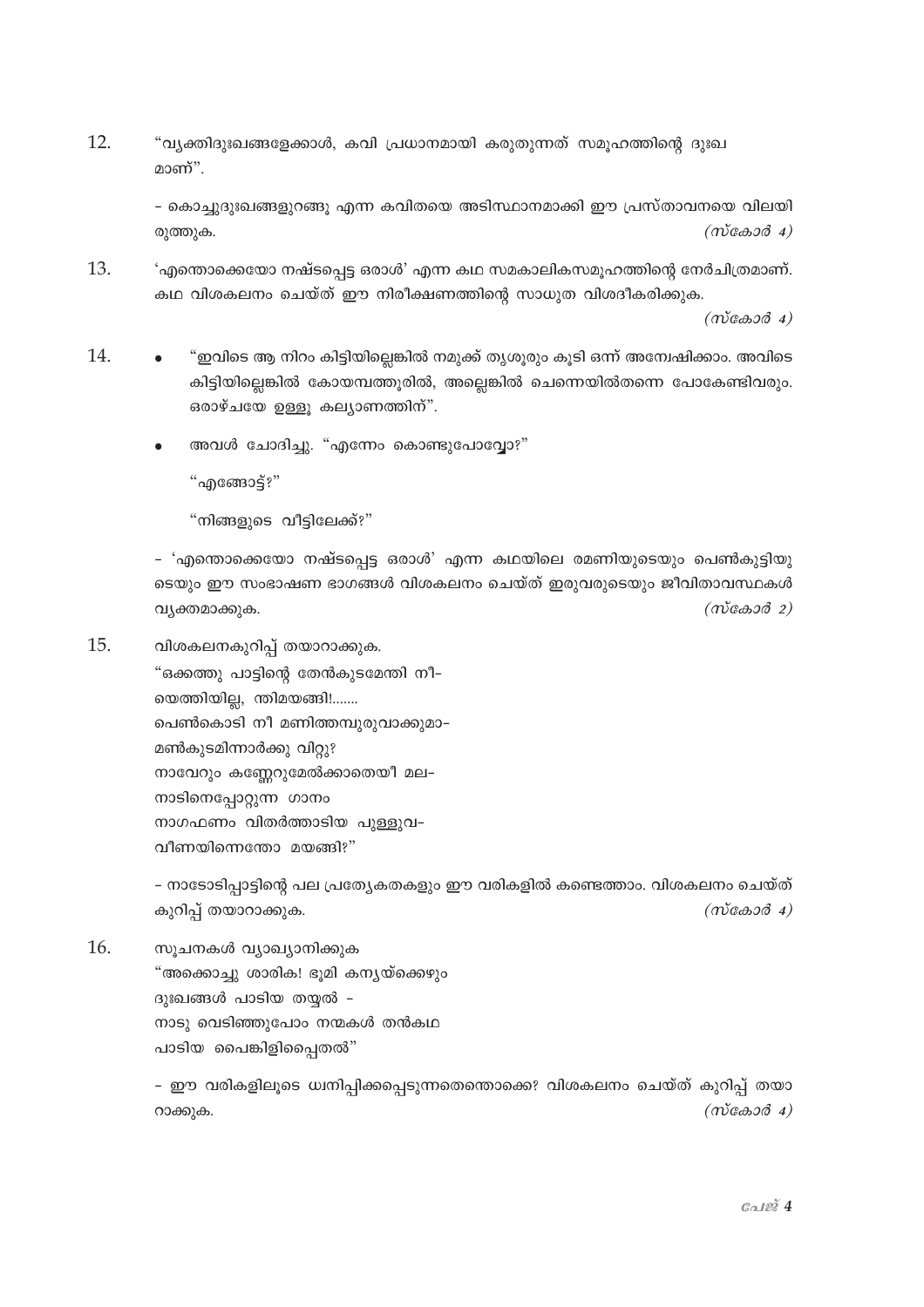12. “വ്യക്തിദുഃഖങ്ങളേക്കാൾ, കവി പ്രധാനമായി കരുതുന്നത് സമൂഹത്തിന്റെ ദുഃഖ മാണ്”.

    – കൊച്ചുദുഃഖങ്ങളുറങ്ങൂ എന്ന കവിതയെ അടിസ്ഥാനമാക്കി ഈ പ്രസ്താവനയെ വിലയിരുത്തുക. *(സ്കോർ 4)*

13. ‘എന്തൊക്കെയോ നഷ്ടപ്പെട്ട ഒരാൾ’ എന്ന കഥ സമകാലികസമൂഹത്തിന്റെ നേർചിത്രമാണ്. കഥ വിശകലനം ചെയ്ത് ഈ നിരീക്ഷണത്തിന്റെ സാധുത വിശദീകരിക്കുക. *(സ്കോർ 4)*

14. 
    - “ഇവിടെ ആ നിറം കിട്ടിയില്ലെങ്കിൽ നമുക്ക് തൃശൂരും കൂടി ഒന്ന് അന്വേഷിക്കാം. അവിടെ കിട്ടിയില്ലെങ്കിൽ കോയമ്പത്തൂരിൽ, അല്ലെങ്കിൽ ചെന്നൈയിൽതന്നെ പോകേണ്ടിവരും. ഒരാഴ്ചയേ ഉള്ളൂ കല്യാണത്തിന്”.
    - അവൾ ചോദിച്ചു. “എന്നേം കൊണ്ടുപോവ്വോ?”

      “എങ്ങോട്ട്?”

      “നിങ്ങളുടെ വീട്ടിലേക്ക്?”

    – ‘എന്തൊക്കെയോ നഷ്ടപ്പെട്ട ഒരാൾ’ എന്ന കഥയിലെ രമണിയുടെയും പെൺകുട്ടിയുടെയും ഈ സംഭാഷണ ഭാഗങ്ങൾ വിശകലനം ചെയ്ത് ഇരുവരുടെയും ജീവിതാവസ്ഥകൾ വ്യക്തമാക്കുക. *(സ്കോർ 2)*

15. വിശകലനകുറിപ്പ് തയാറാക്കുക.

    “ഒക്കത്തു പാട്ടിന്റെ തേൻകുടമേന്തി നീ-  
    യെത്തിയില്ല, ന്തിമയങ്ങി!.......  
    പെൺകൊടി നീ മണിത്തമ്പുരുവാക്കുമാ-  
    മൺകുടമിന്നാർക്കു വിറ്റു?  
    നാവേറും കണ്ണേറുമേൽക്കാതെയീ മല-  
    നാടിനെപ്പോറ്റുന്ന ഗാനം  
    നാഗഫണം വിതർത്താടിയ പുള്ളുവ-  
    വീണയിന്നെന്തോ മയങ്ങി?”

    – നാടോടിപ്പാട്ടിന്റെ പല പ്രത്യേകതകളും ഈ വരികളിൽ കണ്ടെത്താം. വിശകലനം ചെയ്ത് കുറിപ്പ് തയാറാക്കുക. *(സ്കോർ 4)*

16. സൂചനകൾ വ്യാഖ്യാനിക്കുക

    “അക്കൊച്ചു ശാരിക! ഭൂമി കന്യയ്ക്കെഴും  
    ദുഃഖങ്ങൾ പാടിയ തയ്യൽ -  
    നാടു വെടിഞ്ഞുപോം നന്മകൾ തൻകഥ  
    പാടിയ പൈങ്കിളിപ്പൈതൽ”

    – ഈ വരികളിലൂടെ ധ്വനിപ്പിക്കപ്പെടുന്നതെന്തൊക്കെ? വിശകലനം ചെയ്ത് കുറിപ്പ് തയാറാക്കുക. *(സ്കോർ 4)*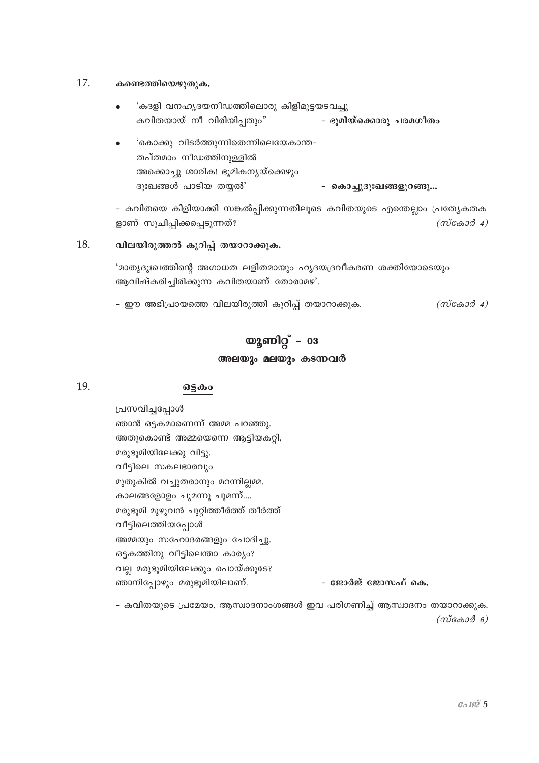17. **കണ്ടെത്തിയെഴുതുക.**

- 'കദളി വനഹൃദയനീഡത്തിലൊരു കിളിമുട്ടയടവച്ചു
  കവിതയായ് നീ വിരിയിപ്പതും" - **ഭൂമിയ്ക്കൊരു ചരമഗീതം**

- 'കൊക്കു വിടർത്തുന്നിതെന്നിലെയേകാന്ത-
  തപ്തമാം നീഡത്തിനുള്ളിൽ
  അക്കൊച്ചു ശാരിക! ഭൂമികന്യയ്ക്കെഴും
  ദുഃഖങ്ങൾ പാടിയ തയ്യൽ' - **കൊച്ചുദുഃഖങ്ങളുറങ്ങൂ...**

- കവിതയെ കിളിയാക്കി സങ്കൽപ്പിക്കുന്നതിലൂടെ കവിതയുടെ എന്തെല്ലാം പ്രത്യേകതകളാണ് സൂചിപ്പിക്കപ്പെടുന്നത്? *(സ്കോർ 4)*

18. **വിലയിരുത്തൽ കുറിപ്പ് തയാറാക്കുക.**

'മാതൃദുഃഖത്തിന്റെ അഗാധത ലളിതമായും ഹൃദയദ്രവീകരണ ശക്തിയോടെയും ആവിഷ്കരിച്ചിരിക്കുന്ന കവിതയാണ് തോരാമഴ'.

- ഈ അഭിപ്രായത്തെ വിലയിരുത്തി കുറിപ്പ് തയാറാക്കുക. *(സ്കോർ 4)*

## യൂണിറ്റ് - 03

### അലയും മലയും കടന്നവർ

19. **ഒട്ടകം**

പ്രസവിച്ചപ്പോൾ
ഞാൻ ഒട്ടകമാണെന്ന് അമ്മ പറഞ്ഞു.
അതുകൊണ്ട് അമ്മയെന്നെ ആട്ടിയകറ്റി,
മരുഭൂമിയിലേക്കു വിട്ടു.
വീട്ടിലെ സകലഭാരവും
മുതുകിൽ വച്ചുതരാനും മറന്നില്ലമ്മ.
കാലങ്ങളോളം ചുമന്നു ചുമന്ന്....
മരുഭൂമി മുഴുവൻ ചുറ്റിത്തീർത്ത് തീർത്ത്
വീട്ടിലെത്തിയപ്പോൾ
അമ്മയും സഹോദരങ്ങളും ചോദിച്ചു.
ഒട്ടകത്തിനു വീട്ടിലെന്താ കാര്യം?
വല്ല മരുഭൂമിയിലേക്കും പൊയ്ക്കൂടേ?
ഞാനിപ്പോഴും മരുഭൂമിയിലാണ്. - **ജോർജ് ജോസഫ് കെ.**

- കവിതയുടെ പ്രമേയം, ആസ്വാദനാംശങ്ങൾ ഇവ പരിഗണിച്ച് ആസ്വാദനം തയാറാക്കുക. *(സ്കോർ 6)*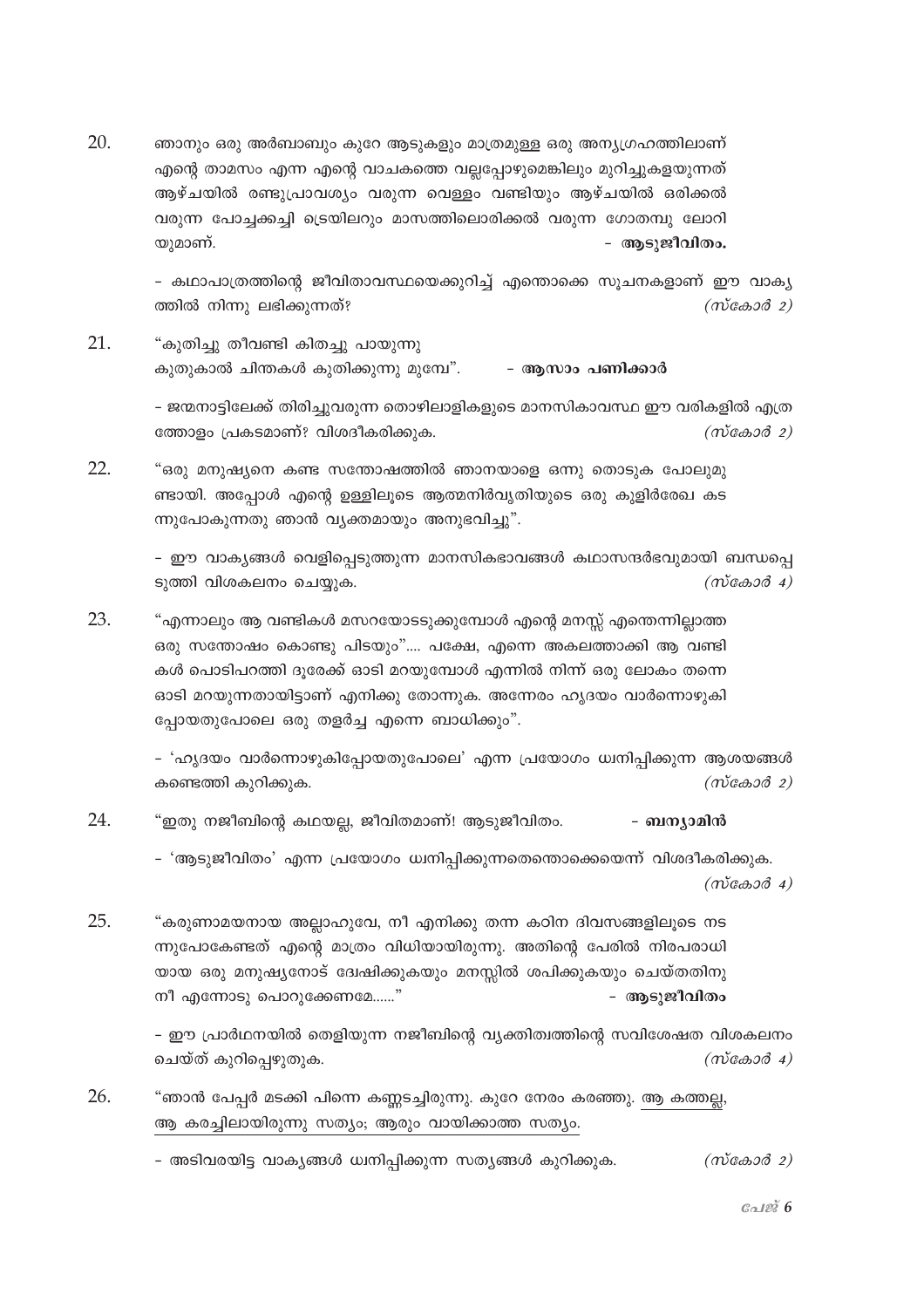20. ഞാനും ഒരു അർബാബും കുറേ ആടുകളും മാത്രമുള്ള ഒരു അന്യഗ്രഹത്തിലാണ് എന്റെ താമസം എന്ന എന്റെ വാചകത്തെ വല്ലപ്പോഴുമെങ്കിലും മുറിച്ചുകളയുന്നത് ആഴ്ചയിൽ രണ്ടുപ്രാവശ്യം വരുന്ന വെള്ളം വണ്ടിയും ആഴ്ചയിൽ ഒരിക്കൽ വരുന്ന പോച്ചക്കച്ചി ട്രെയിലറും മാസത്തിലൊരിക്കൽ വരുന്ന ഗോതമ്പു ലോറിയുമാണ്. - **ആടുജീവിതം.**

    - കഥാപാത്രത്തിന്റെ ജീവിതാവസ്ഥയെക്കുറിച്ച് എന്തൊക്കെ സൂചനകളാണ് ഈ വാക്യത്തിൽ നിന്നു ലഭിക്കുന്നത്? *(സ്കോർ 2)*

21. "കുതിച്ചു തീവണ്ടി കിതച്ചു പായുന്നു
    കുതുകാൽ ചിന്തകൾ കുതിക്കുന്നു മുമ്പേ". - **ആസാം പണിക്കാർ**

    - ജന്മനാട്ടിലേക്ക് തിരിച്ചുവരുന്ന തൊഴിലാളികളുടെ മാനസികാവസ്ഥ ഈ വരികളിൽ എത്രത്തോളം പ്രകടമാണ്? വിശദീകരിക്കുക. *(സ്കോർ 2)*

22. "ഒരു മനുഷ്യനെ കണ്ട സന്തോഷത്തിൽ ഞാനയാളെ ഒന്നു തൊടുക പോലുമുണ്ടായി. അപ്പോൾ എന്റെ ഉള്ളിലൂടെ ആത്മനിർവൃതിയുടെ ഒരു കുളിർരേഖ കടന്നുപോകുന്നതു ഞാൻ വ്യക്തമായും അനുഭവിച്ചു".

    - ഈ വാക്യങ്ങൾ വെളിപ്പെടുത്തുന്ന മാനസികഭാവങ്ങൾ കഥാസന്ദർഭവുമായി ബന്ധപ്പെടുത്തി വിശകലനം ചെയ്യുക. *(സ്കോർ 4)*

23. "എന്നാലും ആ വണ്ടികൾ മസറയോടടുക്കുമ്പോൾ എന്റെ മനസ്സ് എന്തെന്നില്ലാത്ത ഒരു സന്തോഷം കൊണ്ടു പിടയും".... പക്ഷേ, എന്നെ അകലത്താക്കി ആ വണ്ടികൾ പൊടിപറത്തി ദൂരേക്ക് ഓടി മറയുമ്പോൾ എന്നിൽ നിന്ന് ഒരു ലോകം തന്നെ ഓടി മറയുന്നതായിട്ടാണ് എനിക്കു തോന്നുക. അന്നേരം ഹൃദയം വാർന്നൊഴുകിപ്പോയതുപോലെ ഒരു തളർച്ച എന്നെ ബാധിക്കും".

    - 'ഹൃദയം വാർന്നൊഴുകിപ്പോയതുപോലെ' എന്ന പ്രയോഗം ധ്വനിപ്പിക്കുന്ന ആശയങ്ങൾ കണ്ടെത്തി കുറിക്കുക. *(സ്കോർ 2)*

24. "ഇതു നജീബിന്റെ കഥയല്ല, ജീവിതമാണ്! ആടുജീവിതം. - **ബന്യാമിൻ**

    - 'ആടുജീവിതം' എന്ന പ്രയോഗം ധ്വനിപ്പിക്കുന്നതെന്തൊക്കെയെന്ന് വിശദീകരിക്കുക. *(സ്കോർ 4)*

25. "കരുണാമയനായ അല്ലാഹുവേ, നീ എനിക്കു തന്ന കഠിന ദിവസങ്ങളിലൂടെ നടന്നുപോകേണ്ടത് എന്റെ മാത്രം വിധിയായിരുന്നു. അതിന്റെ പേരിൽ നിരപരാധിയായ ഒരു മനുഷ്യനോട് ദ്വേഷിക്കുകയും മനസ്സിൽ ശപിക്കുകയും ചെയ്തതിനു നീ എന്നോടു പൊറുക്കേണമേ......" - **ആടുജീവിതം**

    - ഈ പ്രാർഥനയിൽ തെളിയുന്ന നജീബിന്റെ വ്യക്തിത്വത്തിന്റെ സവിശേഷത വിശകലനം ചെയ്ത് കുറിപ്പെഴുതുക. *(സ്കോർ 4)*

26. "ഞാൻ പേപ്പർ മടക്കി പിന്നെ കണ്ണടച്ചിരുന്നു. കുറേ നേരം കരഞ്ഞു. <u>ആ കത്തല്ല, ആ കരച്ചിലായിരുന്നു സത്യം; ആരും വായിക്കാത്ത സത്യം.</u>

    - അടിവരയിട്ട വാക്യങ്ങൾ ധ്വനിപ്പിക്കുന്ന സത്യങ്ങൾ കുറിക്കുക. *(സ്കോർ 2)*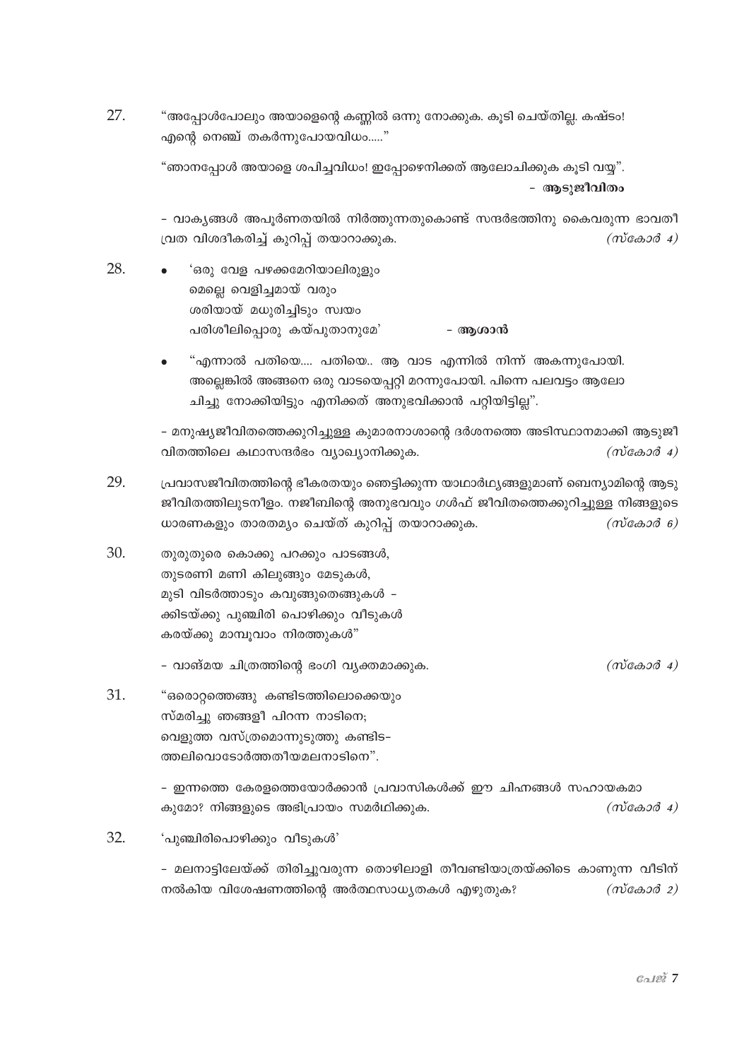27. “അപ്പോൾപോലും അയാളെന്റെ കണ്ണിൽ ഒന്നു നോക്കുക. കൂടി ചെയ്തില്ല. കഷ്ടം! എന്റെ നെഞ്ച് തകർന്നുപോയവിധം.....”

    “ഞാനപ്പോൾ അയാളെ ശപിച്ചവിധം! ഇപ്പോഴെനിക്കത് ആലോചിക്കുക കൂടി വയ്യ”.

    **- ആടുജീവിതം**

    - വാക്യങ്ങൾ അപൂർണതയിൽ നിർത്തുന്നതുകൊണ്ട് സന്ദർഭത്തിനു കൈവരുന്ന ഭാവതീവ്രത വിശദീകരിച്ച് കുറിപ്പ് തയാറാക്കുക. *(സ്കോർ 4)*

28. • ‘ഒരു വേള പഴക്കമേറിയാലിരുളും
    മെല്ലെ വെളിച്ചമായ് വരും
    ശരിയായ് മധുരിച്ചിടും സ്വയം
    പരിശീലിപ്പൊരു കയ്പുതാനുമേ’ **- ആശാൻ**

    • “എന്നാൽ പതിയെ.... പതിയെ.. ആ വാട എന്നിൽ നിന്ന് അകന്നുപോയി. അല്ലെങ്കിൽ അങ്ങനെ ഒരു വാടയെപ്പറ്റി മറന്നുപോയി. പിന്നെ പലവട്ടം ആലോചിച്ചു നോക്കിയിട്ടും എനിക്കത് അനുഭവിക്കാൻ പറ്റിയിട്ടില്ല”.

    - മനുഷ്യജീവിതത്തെക്കുറിച്ചുള്ള കുമാരനാശാന്റെ ദർശനത്തെ അടിസ്ഥാനമാക്കി ആടുജീവിതത്തിലെ കഥാസന്ദർഭം വ്യാഖ്യാനിക്കുക. *(സ്കോർ 4)*

29. പ്രവാസജീവിതത്തിന്റെ ഭീകരതയും ഞെട്ടിക്കുന്ന യാഥാർഥ്യങ്ങളുമാണ് ബെന്യാമിന്റെ ആടുജീവിതത്തിലുടനീളം. നജീബിന്റെ അനുഭവവും ഗൾഫ് ജീവിതത്തെക്കുറിച്ചുള്ള നിങ്ങളുടെ ധാരണകളും താരതമ്യം ചെയ്ത് കുറിപ്പ് തയാറാക്കുക. *(സ്കോർ 6)*

30. തുരുതുരെ കൊക്കു പറക്കും പാടങ്ങൾ,
    തുടരണി മണി കിലുങ്ങും മേടുകൾ,
    മുടി വിടർത്താടും കവുങ്ങുതെങ്ങുകൾ -
    ക്കിടയ്ക്കു പുഞ്ചിരി പൊഴിക്കും വീടുകൾ
    കരയ്ക്കു മാമ്പൂവാം നിരത്തുകൾ”

    - വാങ്മയ ചിത്രത്തിന്റെ ഭംഗി വ്യക്തമാക്കുക. *(സ്കോർ 4)*

31. “ഒരൊറ്റത്തെങ്ങു കണ്ടിടത്തിലൊക്കെയും
    സ്മരിച്ചു ഞങ്ങളീ പിറന്ന നാടിനെ;
    വെളുത്ത വസ്ത്രമൊന്നുടുത്തു കണ്ടിട-
    ത്തലിവൊടോർത്തതീയമലനാടിനെ”.

    - ഇന്നത്തെ കേരളത്തെയോർക്കാൻ പ്രവാസികൾക്ക് ഈ ചിഹ്നങ്ങൾ സഹായകമാകുമോ? നിങ്ങളുടെ അഭിപ്രായം സമർഥിക്കുക. *(സ്കോർ 4)*

32. ‘പുഞ്ചിരിപൊഴിക്കും വീടുകൾ’

    - മലനാട്ടിലേയ്ക്ക് തിരിച്ചുവരുന്ന തൊഴിലാളി തീവണ്ടിയാത്രയ്ക്കിടെ കാണുന്ന വീടിന് നൽകിയ വിശേഷണത്തിന്റെ അർത്ഥസാധ്യതകൾ എഴുതുക? *(സ്കോർ 2)*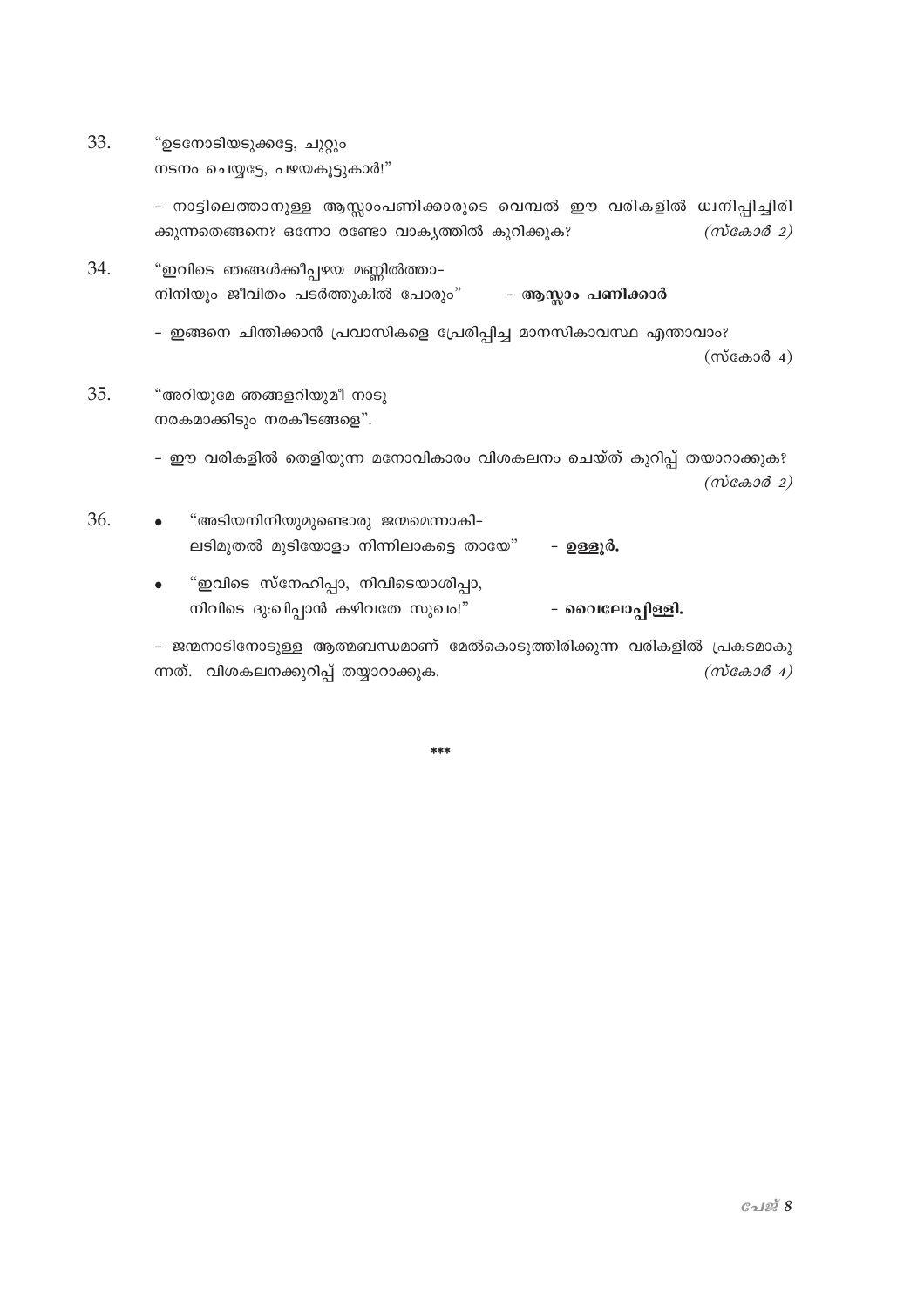33. "ഉടനോടിയടുക്കട്ടേ, ചുറ്റും
നടനം ചെയ്യട്ടേ, പഴയകൂട്ടുകാർ!"

- നാട്ടിലെത്താനുള്ള ആസ്സാംപണിക്കാരുടെ വെമ്പൽ ഈ വരികളിൽ ധ്വനിപ്പിച്ചിരിക്കുന്നതെങ്ങനെ? ഒന്നോ രണ്ടോ വാക്യത്തിൽ കുറിക്കുക? *(സ്കോർ 2)*

34. "ഇവിടെ ഞങ്ങൾക്കീപ്പഴയ മണ്ണിൽത്താ-
നിനിയും ജീവിതം പടർത്തുകിൽ പോരും" - **ആസ്സാം പണിക്കാർ**

- ഇങ്ങനെ ചിന്തിക്കാൻ പ്രവാസികളെ പ്രേരിപ്പിച്ച മാനസികാവസ്ഥ എന്താവാം?
(സ്കോർ 4)

35. "അറിയുമേ ഞങ്ങളറിയുമീ നാടു
നരകമാക്കിടും നരകീടങ്ങളെ".

- ഈ വരികളിൽ തെളിയുന്ന മനോവികാരം വിശകലനം ചെയ്ത് കുറിപ്പ് തയാറാക്കുക? *(സ്കോർ 2)*

36.
- "അടിയനിനിയുമുണ്ടൊരു ജന്മമെന്നാകി-
ലടിമുതൽ മുടിയോളം നിന്നിലാകട്ടെ തായേ" - **ഉള്ളൂർ.**
- "ഇവിടെ സ്നേഹിപ്പാ, നിവിടെയാശിപ്പാ,
നിവിടെ ദുഃഖിപ്പാൻ കഴിവതേ സുഖം!" - **വൈലോപ്പിള്ളി.**

- ജന്മനാടിനോടുള്ള ആത്മബന്ധമാണ് മേൽകൊടുത്തിരിക്കുന്ന വരികളിൽ പ്രകടമാകുന്നത്. വിശകലനക്കുറിപ്പ് തയ്യാറാക്കുക. *(സ്കോർ 4)*

***